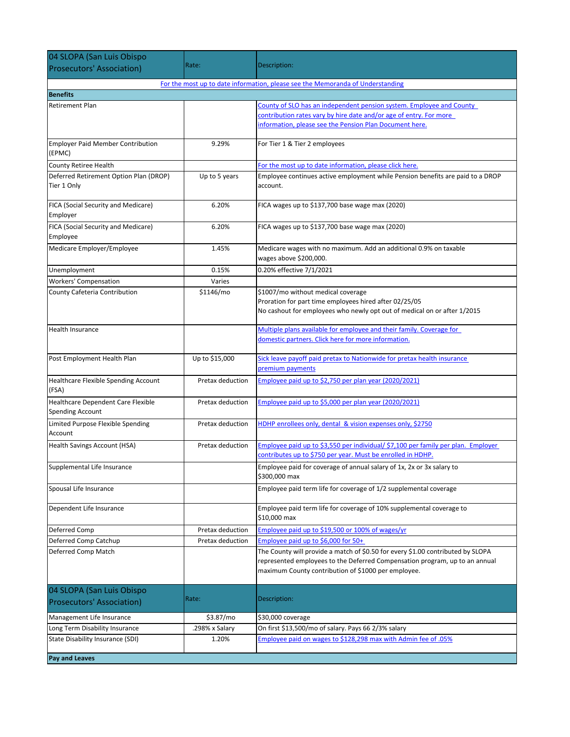| 04 SLOPA (San Luis Obispo Prosecutors' Association) | Rate: | Description: |
|---|---|---|
| | | For the most up to date information, please see the Memoranda of Understanding |
| **Benefits** | | |
| Retirement Plan | | County of SLO has an independent pension system. Employee and County contribution rates vary by hire date and/or age of entry. For more information, please see the Pension Plan Document here. |
| Employer Paid Member Contribution (EPMC) | 9.29% | For Tier 1 & Tier 2 employees |
| County Retiree Health | | For the most up to date information, please click here. |
| Deferred Retirement Option Plan (DROP) Tier 1 Only | Up to 5 years | Employee continues active employment while Pension benefits are paid to a DROP account. |
| FICA (Social Security and Medicare) Employer | 6.20% | FICA wages up to $137,700 base wage max (2020) |
| FICA (Social Security and Medicare) Employee | 6.20% | FICA wages up to $137,700 base wage max (2020) |
| Medicare Employer/Employee | 1.45% | Medicare wages with no maximum. Add an additional 0.9% on taxable wages above $200,000. |
| Unemployment | 0.15% | 0.20% effective 7/1/2021 |
| Workers' Compensation | Varies | |
| County Cafeteria Contribution | $1146/mo | $1007/mo without medical coverage<br>Proration for part time employees hired after 02/25/05<br>No cashout for employees who newly opt out of medical on or after 1/2015 |
| Health Insurance | | Multiple plans available for employee and their family. Coverage for domestic partners. Click here for more information. |
| Post Employment Health Plan | Up to $15,000 | Sick leave payoff paid pretax to Nationwide for pretax health insurance premium payments |
| Healthcare Flexible Spending Account (FSA) | Pretax deduction | Employee paid up to $2,750 per plan year (2020/2021) |
| Healthcare Dependent Care Flexible Spending Account | Pretax deduction | Employee paid up to $5,000 per plan year (2020/2021) |
| Limited Purpose Flexible Spending Account | Pretax deduction | HDHP enrollees only, dental & vision expenses only, $2750 |
| Health Savings Account (HSA) | Pretax deduction | Employee paid up to $3,550 per individual/ $7,100 per family per plan. Employer contributes up to $750 per year. Must be enrolled in HDHP. |
| Supplemental Life Insurance | | Employee paid for coverage of annual salary of 1x, 2x or 3x salary to $300,000 max |
| Spousal Life Insurance | | Employee paid term life for coverage of 1/2 supplemental coverage |
| Dependent Life Insurance | | Employee paid term life for coverage of 10% supplemental coverage to $10,000 max |
| Deferred Comp | Pretax deduction | Employee paid up to $19,500 or 100% of wages/yr |
| Deferred Comp Catchup | Pretax deduction | Employee paid up to $6,000 for 50+ |
| Deferred Comp Match | | The County will provide a match of $0.50 for every $1.00 contributed by SLOPA represented employees to the Deferred Compensation program, up to an annual maximum County contribution of $1000 per employee. |
| **04 SLOPA (San Luis Obispo Prosecutors' Association)** | **Rate:** | **Description:** |
| Management Life Insurance | $3.87/mo | $30,000 coverage |
| Long Term Disability Insurance | .298% x Salary | On first $13,500/mo of salary. Pays 66 2/3% salary |
| State Disability Insurance (SDI) | 1.20% | Employee paid on wages to $128,298 max with Admin fee of .05% |
| **Pay and Leaves** | | |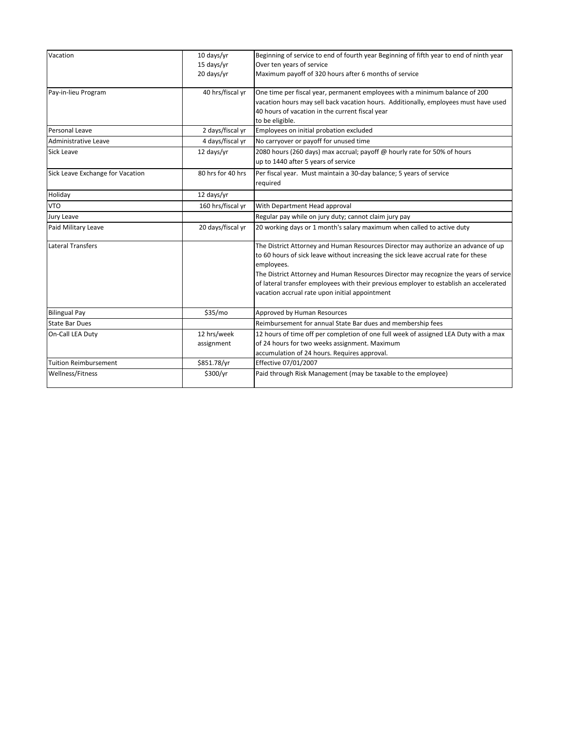| | | |
|---|---|---|
| Vacation | 10 days/yr<br>15 days/yr<br>20 days/yr | Beginning of service to end of fourth year Beginning of fifth year to end of ninth year<br>Over ten years of service<br>Maximum payoff of 320 hours after 6 months of service |
| Pay-in-lieu Program | 40 hrs/fiscal yr | One time per fiscal year, permanent employees with a minimum balance of 200 vacation hours may sell back vacation hours. Additionally, employees must have used 40 hours of vacation in the current fiscal year to be eligible. |
| Personal Leave | 2 days/fiscal yr | Employees on initial probation excluded |
| Administrative Leave | 4 days/fiscal yr | No carryover or payoff for unused time |
| Sick Leave | 12 days/yr | 2080 hours (260 days) max accrual; payoff @ hourly rate for 50% of hours up to 1440 after 5 years of service |
| Sick Leave Exchange for Vacation | 80 hrs for 40 hrs | Per fiscal year. Must maintain a 30-day balance; 5 years of service required |
| Holiday | 12 days/yr | |
| VTO | 160 hrs/fiscal yr | With Department Head approval |
| Jury Leave | | Regular pay while on jury duty; cannot claim jury pay |
| Paid Military Leave | 20 days/fiscal yr | 20 working days or 1 month's salary maximum when called to active duty |
| Lateral Transfers | | The District Attorney and Human Resources Director may authorize an advance of up to 60 hours of sick leave without increasing the sick leave accrual rate for these employees.<br>The District Attorney and Human Resources Director may recognize the years of service of lateral transfer employees with their previous employer to establish an accelerated vacation accrual rate upon initial appointment |
| Bilingual Pay | $35/mo | Approved by Human Resources |
| State Bar Dues | | Reimbursement for annual State Bar dues and membership fees |
| On-Call LEA Duty | 12 hrs/week assignment | 12 hours of time off per completion of one full week of assigned LEA Duty with a max of 24 hours for two weeks assignment. Maximum accumulation of 24 hours. Requires approval. |
| Tuition Reimbursement | $851.78/yr | Effective 07/01/2007 |
| Wellness/Fitness | $300/yr | Paid through Risk Management (may be taxable to the employee) |